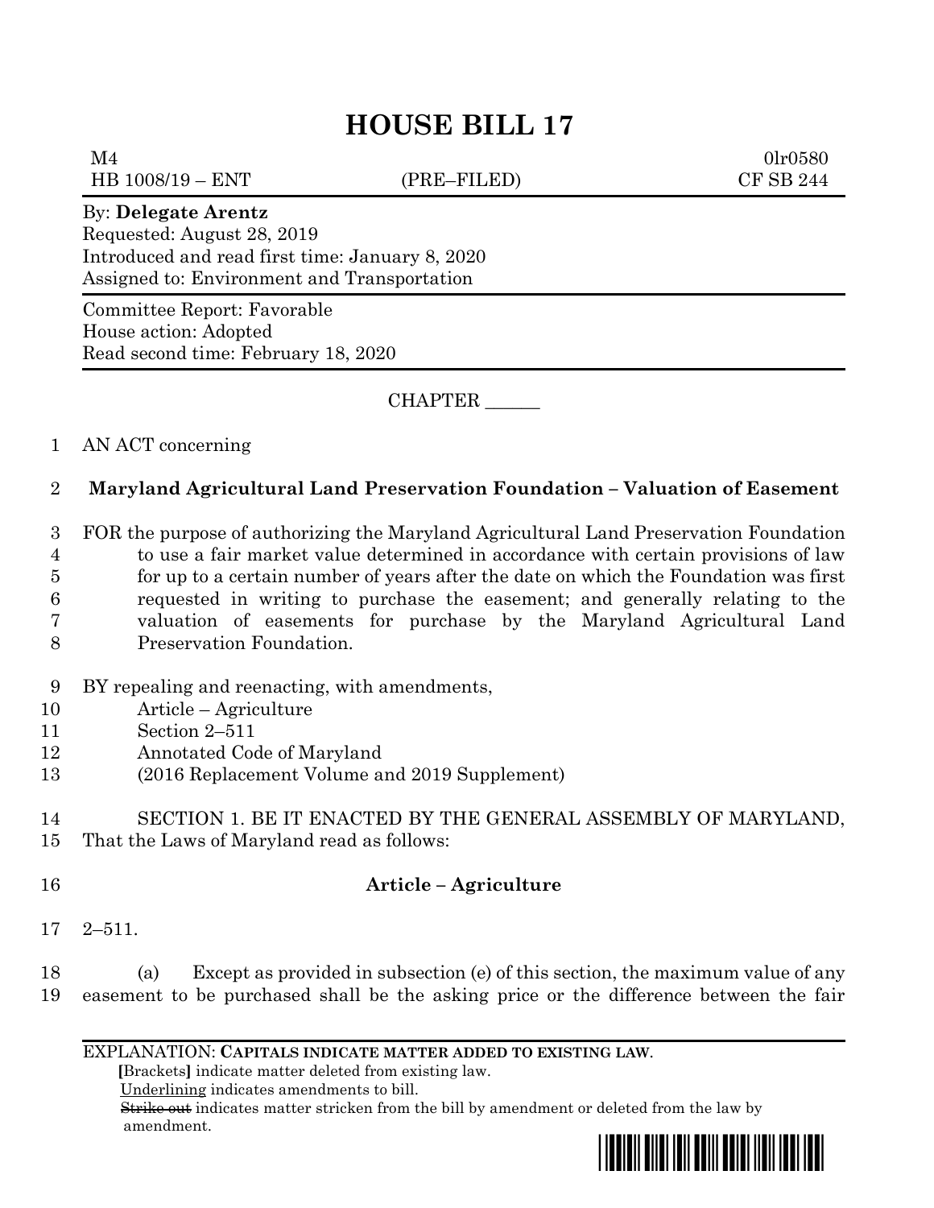# HOUSE BILL 17

M4 0lr0580
HB 1008/19 – ENT (PRE–FILED) CF SB 244

By: **Delegate Arentz**
Requested: August 28, 2019
Introduced and read first time: January 8, 2020
Assigned to: Environment and Transportation

Committee Report: Favorable
House action: Adopted
Read second time: February 18, 2020

CHAPTER ______

1 AN ACT concerning

2 **Maryland Agricultural Land Preservation Foundation – Valuation of Easement**

3 FOR the purpose of authorizing the Maryland Agricultural Land Preservation Foundation
4 to use a fair market value determined in accordance with certain provisions of law
5 for up to a certain number of years after the date on which the Foundation was first
6 requested in writing to purchase the easement; and generally relating to the
7 valuation of easements for purchase by the Maryland Agricultural Land
8 Preservation Foundation.

9 BY repealing and reenacting, with amendments,
10 Article – Agriculture
11 Section 2–511
12 Annotated Code of Maryland
13 (2016 Replacement Volume and 2019 Supplement)

14 SECTION 1. BE IT ENACTED BY THE GENERAL ASSEMBLY OF MARYLAND,
15 That the Laws of Maryland read as follows:

16 **Article – Agriculture**

17 2–511.

18 (a) Except as provided in subsection (e) of this section, the maximum value of any
19 easement to be purchased shall be the asking price or the difference between the fair

EXPLANATION: **CAPITALS INDICATE MATTER ADDED TO EXISTING LAW**.
**[**Brackets**]** indicate matter deleted from existing law.
Underlining indicates amendments to bill.
~~Strike out~~ indicates matter stricken from the bill by amendment or deleted from the law by amendment.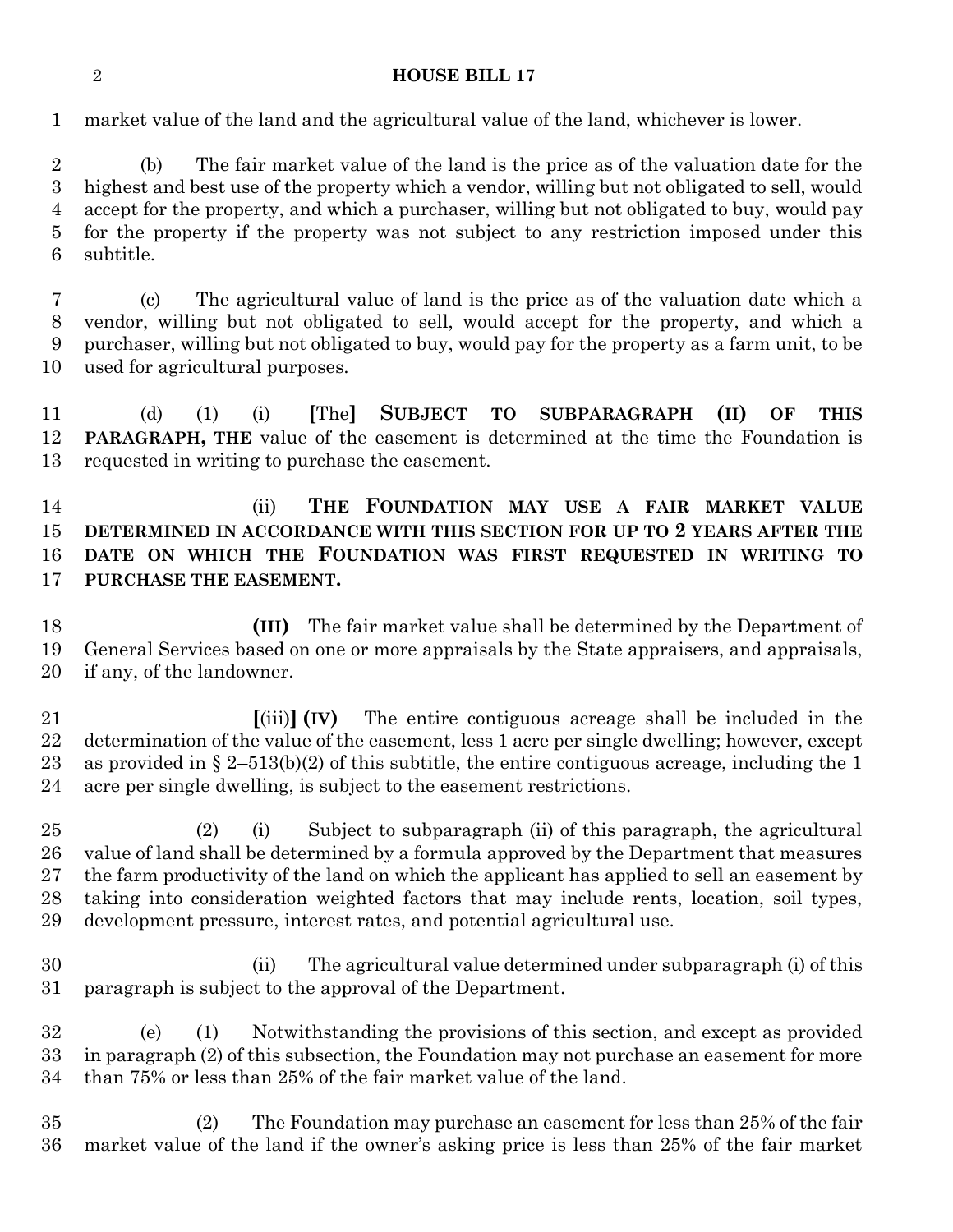market value of the land and the agricultural value of the land, whichever is lower.

(b) The fair market value of the land is the price as of the valuation date for the highest and best use of the property which a vendor, willing but not obligated to sell, would accept for the property, and which a purchaser, willing but not obligated to buy, would pay for the property if the property was not subject to any restriction imposed under this subtitle.

(c) The agricultural value of land is the price as of the valuation date which a vendor, willing but not obligated to sell, would accept for the property, and which a purchaser, willing but not obligated to buy, would pay for the property as a farm unit, to be used for agricultural purposes.

(d) (1) (i) **[**The**]** **SUBJECT TO SUBPARAGRAPH (II) OF THIS PARAGRAPH, THE** value of the easement is determined at the time the Foundation is requested in writing to purchase the easement.

(ii) **THE FOUNDATION MAY USE A FAIR MARKET VALUE DETERMINED IN ACCORDANCE WITH THIS SECTION FOR UP TO 2 YEARS AFTER THE DATE ON WHICH THE FOUNDATION WAS FIRST REQUESTED IN WRITING TO PURCHASE THE EASEMENT.**

**(III)** The fair market value shall be determined by the Department of General Services based on one or more appraisals by the State appraisers, and appraisals, if any, of the landowner.

**[**(iii)**]** **(IV)** The entire contiguous acreage shall be included in the determination of the value of the easement, less 1 acre per single dwelling; however, except as provided in § 2–513(b)(2) of this subtitle, the entire contiguous acreage, including the 1 acre per single dwelling, is subject to the easement restrictions.

(2) (i) Subject to subparagraph (ii) of this paragraph, the agricultural value of land shall be determined by a formula approved by the Department that measures the farm productivity of the land on which the applicant has applied to sell an easement by taking into consideration weighted factors that may include rents, location, soil types, development pressure, interest rates, and potential agricultural use.

(ii) The agricultural value determined under subparagraph (i) of this paragraph is subject to the approval of the Department.

(e) (1) Notwithstanding the provisions of this section, and except as provided in paragraph (2) of this subsection, the Foundation may not purchase an easement for more than 75% or less than 25% of the fair market value of the land.

(2) The Foundation may purchase an easement for less than 25% of the fair market value of the land if the owner's asking price is less than 25% of the fair market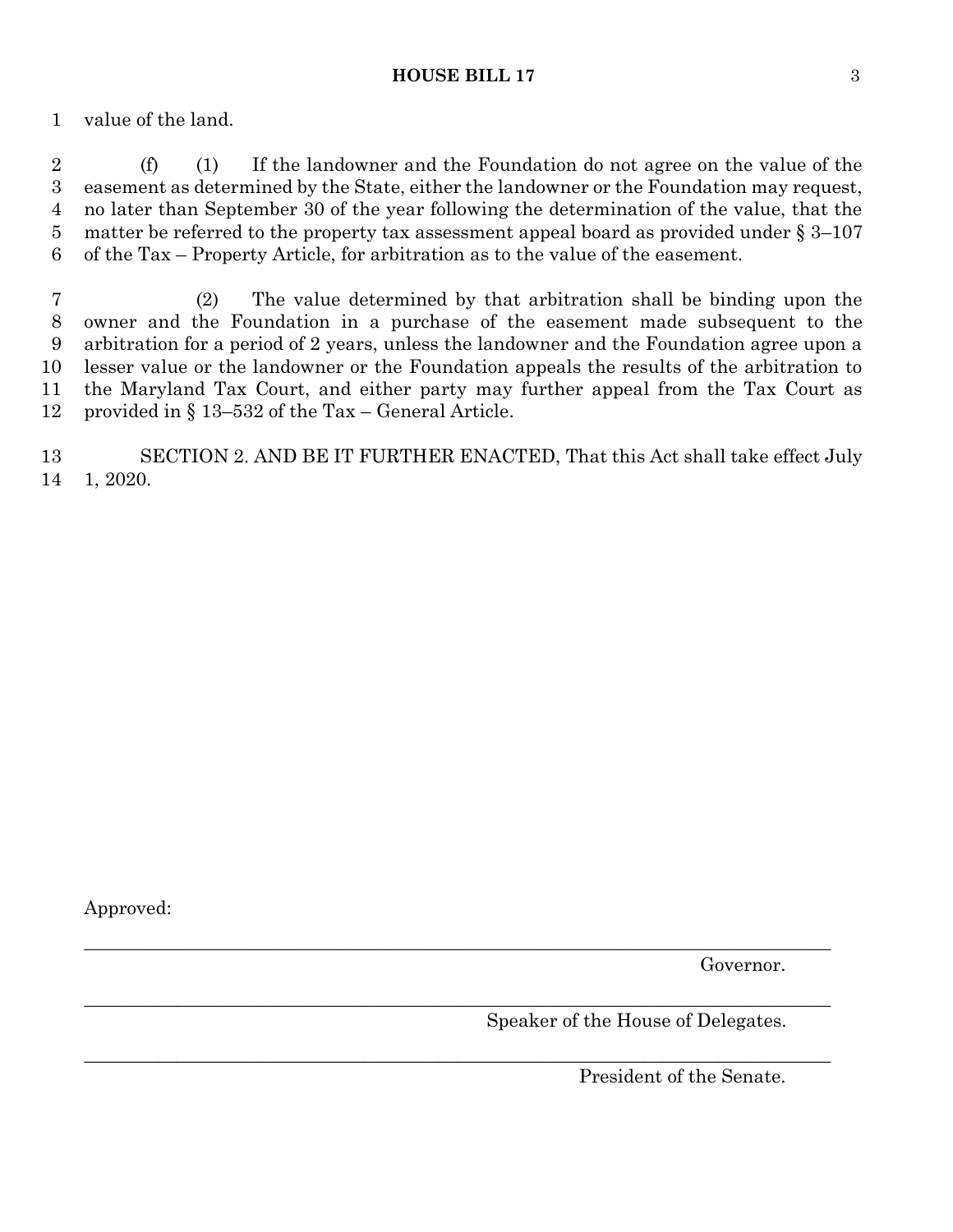value of the land.

(f) (1) If the landowner and the Foundation do not agree on the value of the easement as determined by the State, either the landowner or the Foundation may request, no later than September 30 of the year following the determination of the value, that the matter be referred to the property tax assessment appeal board as provided under § 3–107 of the Tax – Property Article, for arbitration as to the value of the easement.

(2) The value determined by that arbitration shall be binding upon the owner and the Foundation in a purchase of the easement made subsequent to the arbitration for a period of 2 years, unless the landowner and the Foundation agree upon a lesser value or the landowner or the Foundation appeals the results of the arbitration to the Maryland Tax Court, and either party may further appeal from the Tax Court as provided in § 13–532 of the Tax – General Article.

SECTION 2. AND BE IT FURTHER ENACTED, That this Act shall take effect July 1, 2020.

Approved:

\_\_\_\_\_\_\_\_\_\_\_\_\_\_\_\_\_\_\_\_\_\_\_\_\_\_\_\_\_\_\_\_\_\_\_\_\_\_\_\_
Governor.

\_\_\_\_\_\_\_\_\_\_\_\_\_\_\_\_\_\_\_\_\_\_\_\_\_\_\_\_\_\_\_\_\_\_\_\_\_\_\_\_
Speaker of the House of Delegates.

\_\_\_\_\_\_\_\_\_\_\_\_\_\_\_\_\_\_\_\_\_\_\_\_\_\_\_\_\_\_\_\_\_\_\_\_\_\_\_\_
President of the Senate.